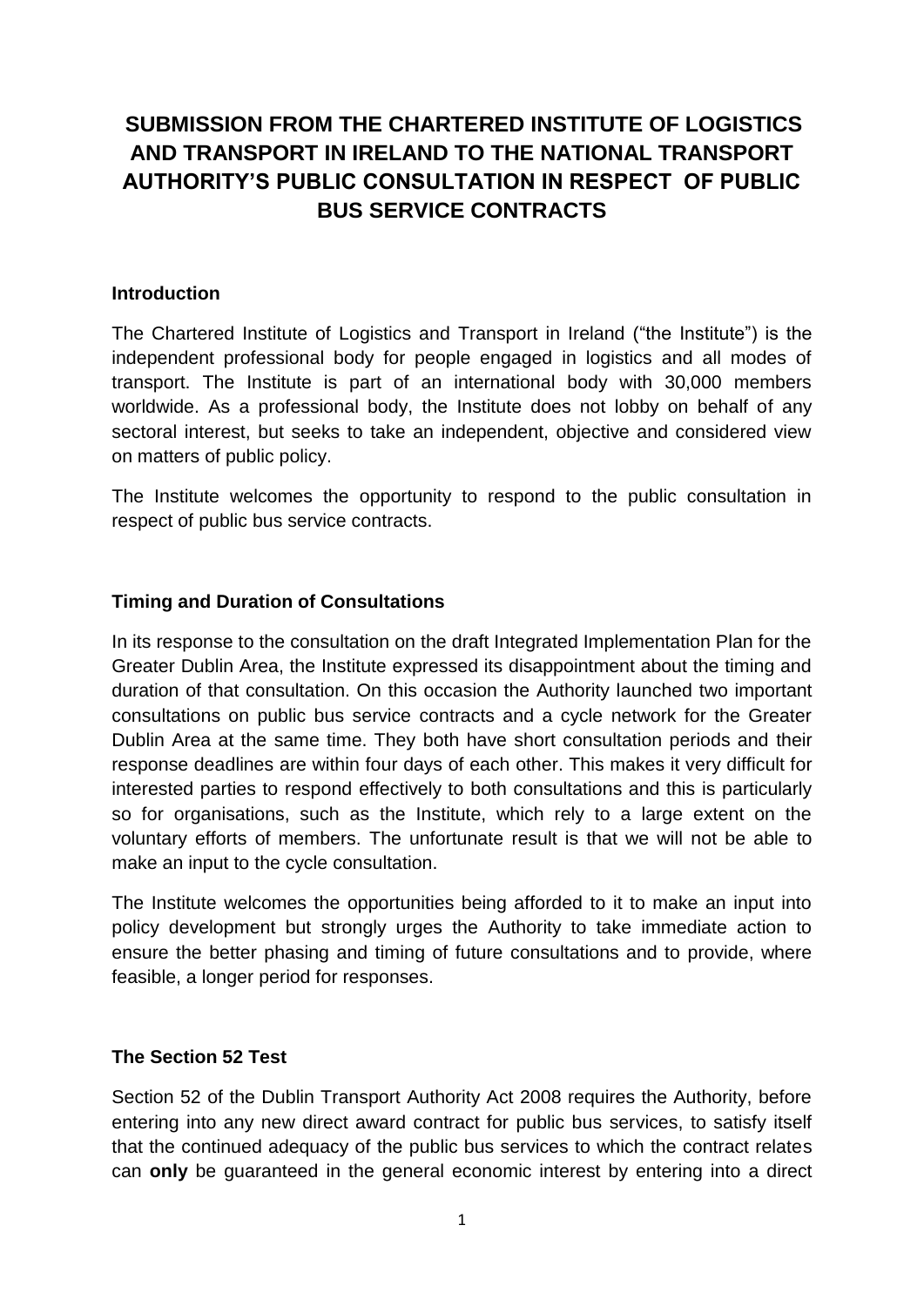# SUBMISSION FROM THE CHARTERED INSTITUTE OF LOGISTICS AND TRANSPORT IN IRELAND TO THE NATIONAL TRANSPORT AUTHORITY'S PUBLIC CONSULTATION IN RESPECT OF PUBLIC BUS SERVICE CONTRACTS

## Introduction

The Chartered Institute of Logistics and Transport in Ireland ("the Institute") is the independent professional body for people engaged in logistics and all modes of transport. The Institute is part of an international body with 30,000 members worldwide. As a professional body, the Institute does not lobby on behalf of any sectoral interest, but seeks to take an independent, objective and considered view on matters of public policy.

The Institute welcomes the opportunity to respond to the public consultation in respect of public bus service contracts.

## Timing and Duration of Consultations

In its response to the consultation on the draft Integrated Implementation Plan for the Greater Dublin Area, the Institute expressed its disappointment about the timing and duration of that consultation. On this occasion the Authority launched two important consultations on public bus service contracts and a cycle network for the Greater Dublin Area at the same time. They both have short consultation periods and their response deadlines are within four days of each other. This makes it very difficult for interested parties to respond effectively to both consultations and this is particularly so for organisations, such as the Institute, which rely to a large extent on the voluntary efforts of members. The unfortunate result is that we will not be able to make an input to the cycle consultation.

The Institute welcomes the opportunities being afforded to it to make an input into policy development but strongly urges the Authority to take immediate action to ensure the better phasing and timing of future consultations and to provide, where feasible, a longer period for responses.

## The Section 52 Test

Section 52 of the Dublin Transport Authority Act 2008 requires the Authority, before entering into any new direct award contract for public bus services, to satisfy itself that the continued adequacy of the public bus services to which the contract relates can **only** be guaranteed in the general economic interest by entering into a direct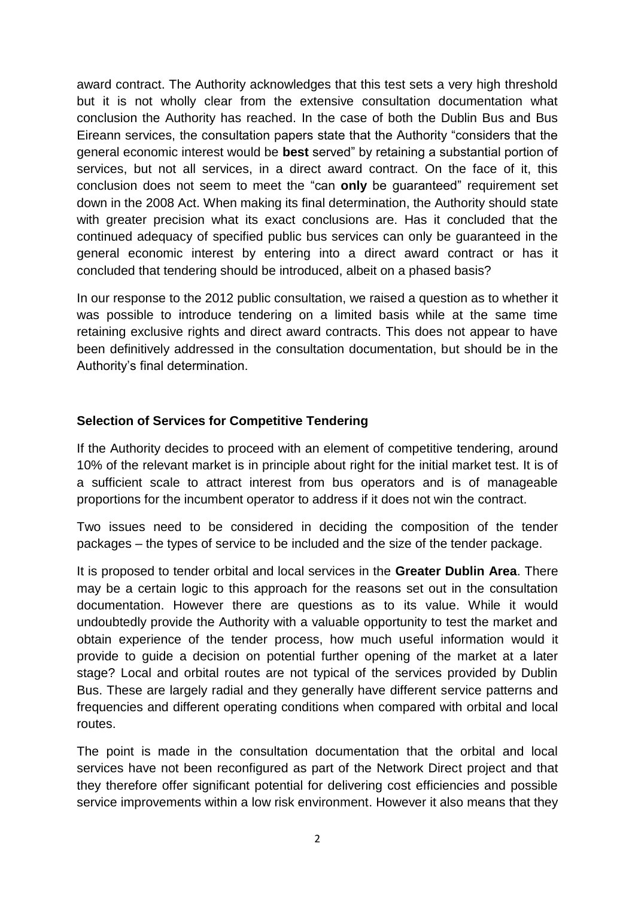award contract. The Authority acknowledges that this test sets a very high threshold but it is not wholly clear from the extensive consultation documentation what conclusion the Authority has reached. In the case of both the Dublin Bus and Bus Eireann services, the consultation papers state that the Authority "considers that the general economic interest would be **best** served" by retaining a substantial portion of services, but not all services, in a direct award contract. On the face of it, this conclusion does not seem to meet the "can **only** be guaranteed" requirement set down in the 2008 Act. When making its final determination, the Authority should state with greater precision what its exact conclusions are. Has it concluded that the continued adequacy of specified public bus services can only be guaranteed in the general economic interest by entering into a direct award contract or has it concluded that tendering should be introduced, albeit on a phased basis?

In our response to the 2012 public consultation, we raised a question as to whether it was possible to introduce tendering on a limited basis while at the same time retaining exclusive rights and direct award contracts. This does not appear to have been definitively addressed in the consultation documentation, but should be in the Authority's final determination.

**Selection of Services for Competitive Tendering**

If the Authority decides to proceed with an element of competitive tendering, around 10% of the relevant market is in principle about right for the initial market test. It is of a sufficient scale to attract interest from bus operators and is of manageable proportions for the incumbent operator to address if it does not win the contract.

Two issues need to be considered in deciding the composition of the tender packages – the types of service to be included and the size of the tender package.

It is proposed to tender orbital and local services in the **Greater Dublin Area**. There may be a certain logic to this approach for the reasons set out in the consultation documentation. However there are questions as to its value. While it would undoubtedly provide the Authority with a valuable opportunity to test the market and obtain experience of the tender process, how much useful information would it provide to guide a decision on potential further opening of the market at a later stage? Local and orbital routes are not typical of the services provided by Dublin Bus. These are largely radial and they generally have different service patterns and frequencies and different operating conditions when compared with orbital and local routes.

The point is made in the consultation documentation that the orbital and local services have not been reconfigured as part of the Network Direct project and that they therefore offer significant potential for delivering cost efficiencies and possible service improvements within a low risk environment. However it also means that they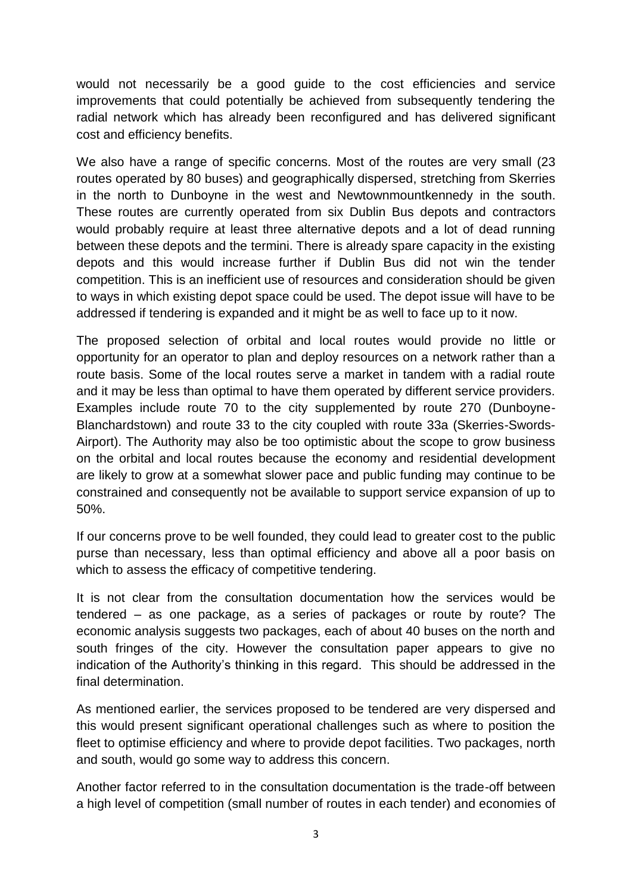would not necessarily be a good guide to the cost efficiencies and service improvements that could potentially be achieved from subsequently tendering the radial network which has already been reconfigured and has delivered significant cost and efficiency benefits.

We also have a range of specific concerns. Most of the routes are very small (23 routes operated by 80 buses) and geographically dispersed, stretching from Skerries in the north to Dunboyne in the west and Newtownmountkennedy in the south. These routes are currently operated from six Dublin Bus depots and contractors would probably require at least three alternative depots and a lot of dead running between these depots and the termini. There is already spare capacity in the existing depots and this would increase further if Dublin Bus did not win the tender competition. This is an inefficient use of resources and consideration should be given to ways in which existing depot space could be used. The depot issue will have to be addressed if tendering is expanded and it might be as well to face up to it now.

The proposed selection of orbital and local routes would provide no little or opportunity for an operator to plan and deploy resources on a network rather than a route basis. Some of the local routes serve a market in tandem with a radial route and it may be less than optimal to have them operated by different service providers. Examples include route 70 to the city supplemented by route 270 (Dunboyne-Blanchardstown) and route 33 to the city coupled with route 33a (Skerries-Swords-Airport). The Authority may also be too optimistic about the scope to grow business on the orbital and local routes because the economy and residential development are likely to grow at a somewhat slower pace and public funding may continue to be constrained and consequently not be available to support service expansion of up to 50%.

If our concerns prove to be well founded, they could lead to greater cost to the public purse than necessary, less than optimal efficiency and above all a poor basis on which to assess the efficacy of competitive tendering.

It is not clear from the consultation documentation how the services would be tendered – as one package, as a series of packages or route by route? The economic analysis suggests two packages, each of about 40 buses on the north and south fringes of the city. However the consultation paper appears to give no indication of the Authority's thinking in this regard. This should be addressed in the final determination.

As mentioned earlier, the services proposed to be tendered are very dispersed and this would present significant operational challenges such as where to position the fleet to optimise efficiency and where to provide depot facilities. Two packages, north and south, would go some way to address this concern.

Another factor referred to in the consultation documentation is the trade-off between a high level of competition (small number of routes in each tender) and economies of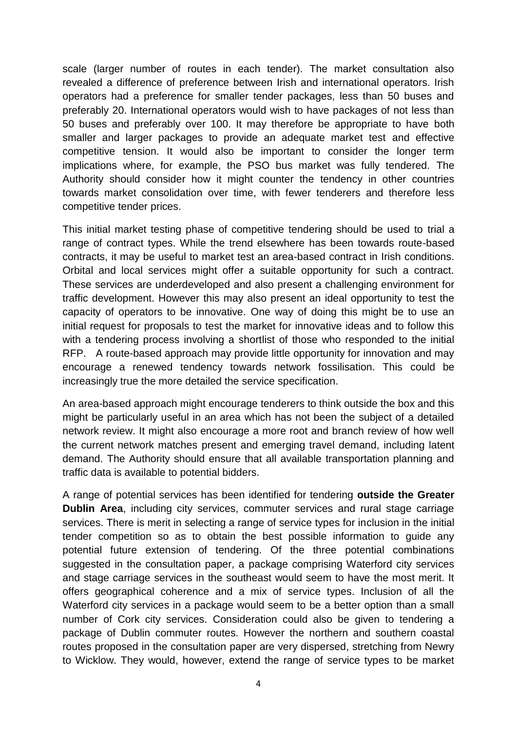scale (larger number of routes in each tender). The market consultation also revealed a difference of preference between Irish and international operators. Irish operators had a preference for smaller tender packages, less than 50 buses and preferably 20. International operators would wish to have packages of not less than 50 buses and preferably over 100. It may therefore be appropriate to have both smaller and larger packages to provide an adequate market test and effective competitive tension. It would also be important to consider the longer term implications where, for example, the PSO bus market was fully tendered. The Authority should consider how it might counter the tendency in other countries towards market consolidation over time, with fewer tenderers and therefore less competitive tender prices.

This initial market testing phase of competitive tendering should be used to trial a range of contract types. While the trend elsewhere has been towards route-based contracts, it may be useful to market test an area-based contract in Irish conditions. Orbital and local services might offer a suitable opportunity for such a contract. These services are underdeveloped and also present a challenging environment for traffic development. However this may also present an ideal opportunity to test the capacity of operators to be innovative. One way of doing this might be to use an initial request for proposals to test the market for innovative ideas and to follow this with a tendering process involving a shortlist of those who responded to the initial RFP. A route-based approach may provide little opportunity for innovation and may encourage a renewed tendency towards network fossilisation. This could be increasingly true the more detailed the service specification.

An area-based approach might encourage tenderers to think outside the box and this might be particularly useful in an area which has not been the subject of a detailed network review. It might also encourage a more root and branch review of how well the current network matches present and emerging travel demand, including latent demand. The Authority should ensure that all available transportation planning and traffic data is available to potential bidders.

A range of potential services has been identified for tendering **outside the Greater Dublin Area**, including city services, commuter services and rural stage carriage services. There is merit in selecting a range of service types for inclusion in the initial tender competition so as to obtain the best possible information to guide any potential future extension of tendering. Of the three potential combinations suggested in the consultation paper, a package comprising Waterford city services and stage carriage services in the southeast would seem to have the most merit. It offers geographical coherence and a mix of service types. Inclusion of all the Waterford city services in a package would seem to be a better option than a small number of Cork city services. Consideration could also be given to tendering a package of Dublin commuter routes. However the northern and southern coastal routes proposed in the consultation paper are very dispersed, stretching from Newry to Wicklow. They would, however, extend the range of service types to be market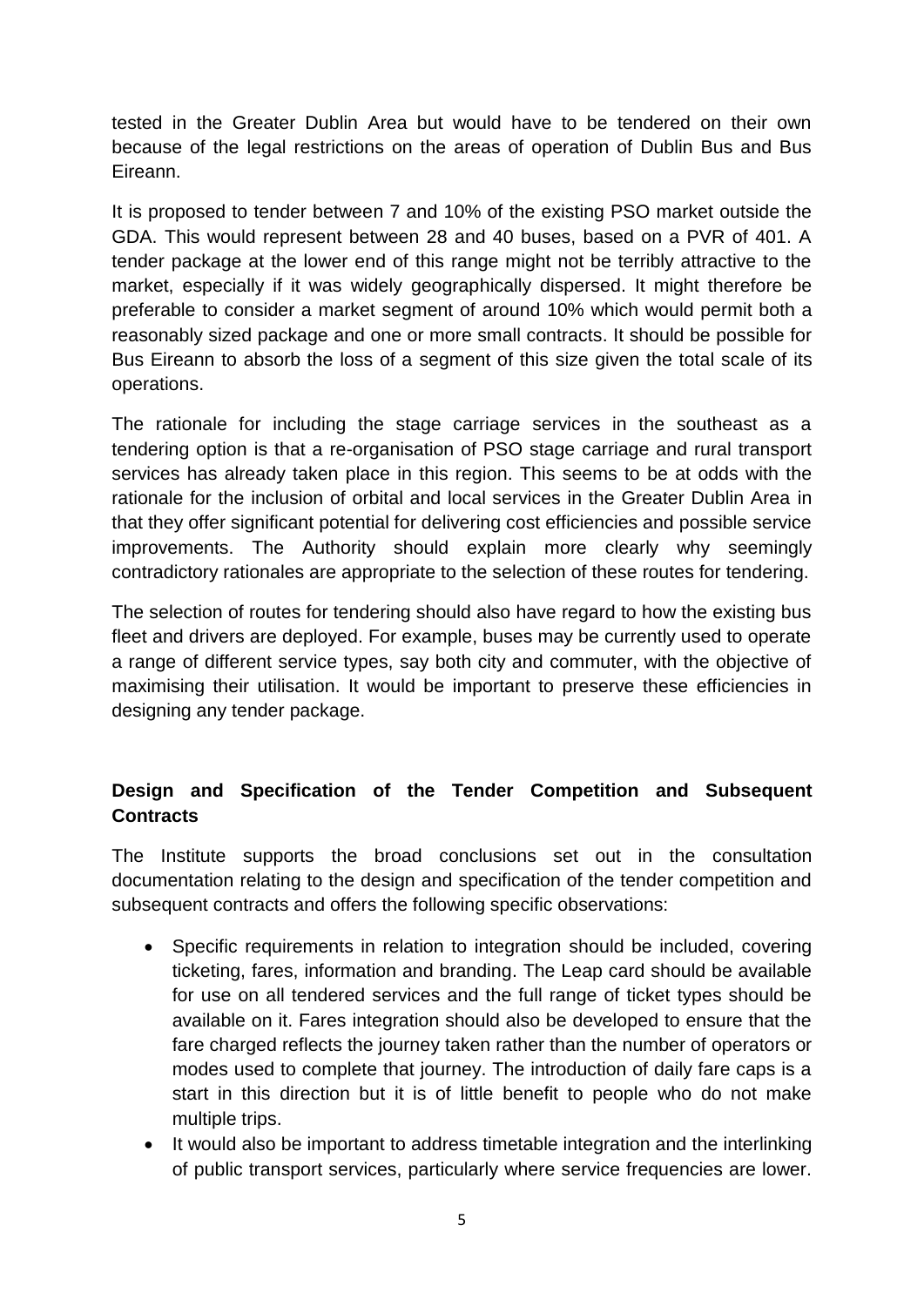tested in the Greater Dublin Area but would have to be tendered on their own because of the legal restrictions on the areas of operation of Dublin Bus and Bus Eireann.

It is proposed to tender between 7 and 10% of the existing PSO market outside the GDA. This would represent between 28 and 40 buses, based on a PVR of 401. A tender package at the lower end of this range might not be terribly attractive to the market, especially if it was widely geographically dispersed. It might therefore be preferable to consider a market segment of around 10% which would permit both a reasonably sized package and one or more small contracts. It should be possible for Bus Eireann to absorb the loss of a segment of this size given the total scale of its operations.

The rationale for including the stage carriage services in the southeast as a tendering option is that a re-organisation of PSO stage carriage and rural transport services has already taken place in this region. This seems to be at odds with the rationale for the inclusion of orbital and local services in the Greater Dublin Area in that they offer significant potential for delivering cost efficiencies and possible service improvements. The Authority should explain more clearly why seemingly contradictory rationales are appropriate to the selection of these routes for tendering.

The selection of routes for tendering should also have regard to how the existing bus fleet and drivers are deployed. For example, buses may be currently used to operate a range of different service types, say both city and commuter, with the objective of maximising their utilisation. It would be important to preserve these efficiencies in designing any tender package.

### Design and Specification of the Tender Competition and Subsequent Contracts

The Institute supports the broad conclusions set out in the consultation documentation relating to the design and specification of the tender competition and subsequent contracts and offers the following specific observations:

- Specific requirements in relation to integration should be included, covering ticketing, fares, information and branding. The Leap card should be available for use on all tendered services and the full range of ticket types should be available on it. Fares integration should also be developed to ensure that the fare charged reflects the journey taken rather than the number of operators or modes used to complete that journey. The introduction of daily fare caps is a start in this direction but it is of little benefit to people who do not make multiple trips.
- It would also be important to address timetable integration and the interlinking of public transport services, particularly where service frequencies are lower.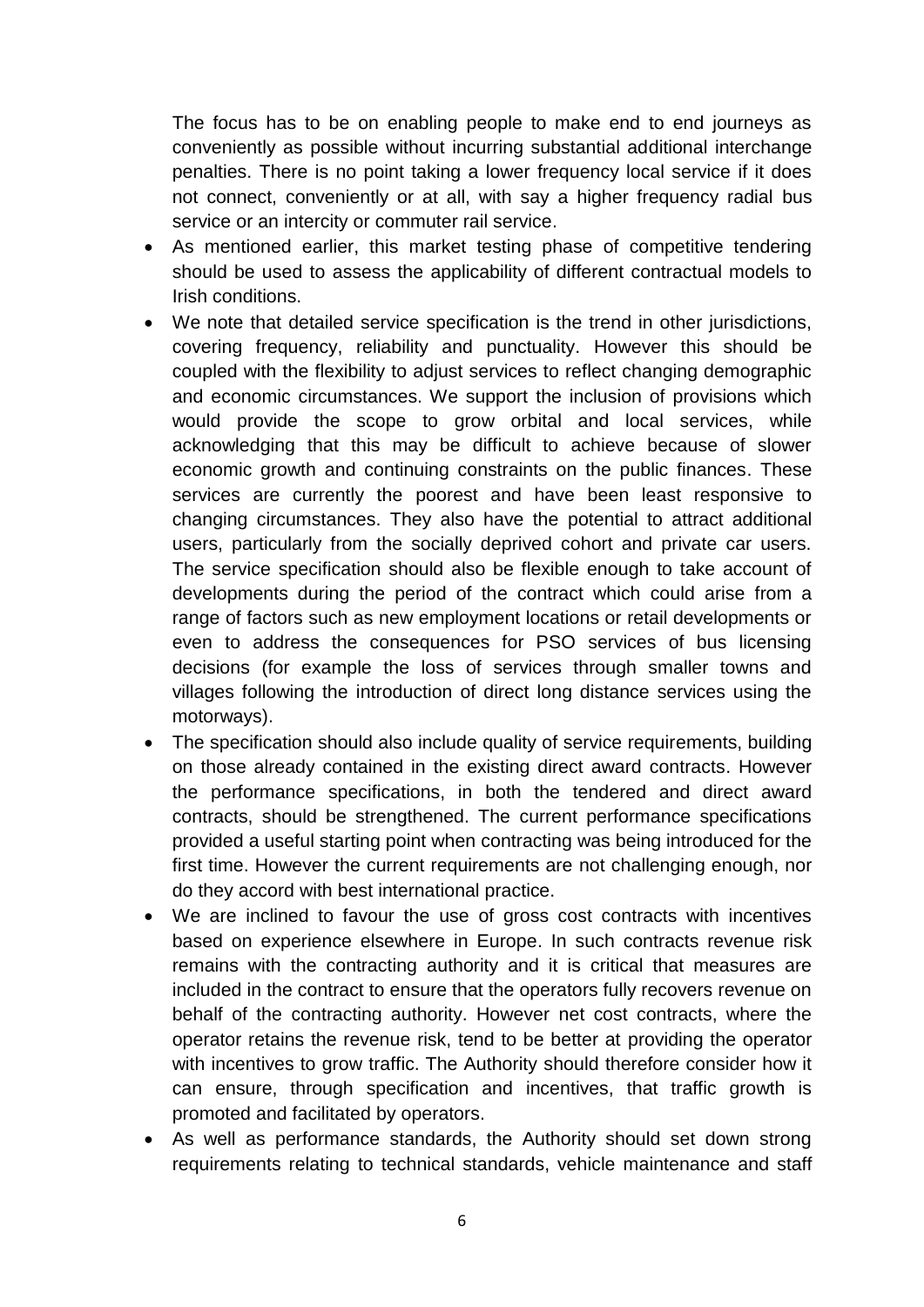The focus has to be on enabling people to make end to end journeys as conveniently as possible without incurring substantial additional interchange penalties. There is no point taking a lower frequency local service if it does not connect, conveniently or at all, with say a higher frequency radial bus service or an intercity or commuter rail service.

- As mentioned earlier, this market testing phase of competitive tendering should be used to assess the applicability of different contractual models to Irish conditions.
- We note that detailed service specification is the trend in other jurisdictions, covering frequency, reliability and punctuality. However this should be coupled with the flexibility to adjust services to reflect changing demographic and economic circumstances. We support the inclusion of provisions which would provide the scope to grow orbital and local services, while acknowledging that this may be difficult to achieve because of slower economic growth and continuing constraints on the public finances. These services are currently the poorest and have been least responsive to changing circumstances. They also have the potential to attract additional users, particularly from the socially deprived cohort and private car users. The service specification should also be flexible enough to take account of developments during the period of the contract which could arise from a range of factors such as new employment locations or retail developments or even to address the consequences for PSO services of bus licensing decisions (for example the loss of services through smaller towns and villages following the introduction of direct long distance services using the motorways).
- The specification should also include quality of service requirements, building on those already contained in the existing direct award contracts. However the performance specifications, in both the tendered and direct award contracts, should be strengthened. The current performance specifications provided a useful starting point when contracting was being introduced for the first time. However the current requirements are not challenging enough, nor do they accord with best international practice.
- We are inclined to favour the use of gross cost contracts with incentives based on experience elsewhere in Europe. In such contracts revenue risk remains with the contracting authority and it is critical that measures are included in the contract to ensure that the operators fully recovers revenue on behalf of the contracting authority. However net cost contracts, where the operator retains the revenue risk, tend to be better at providing the operator with incentives to grow traffic. The Authority should therefore consider how it can ensure, through specification and incentives, that traffic growth is promoted and facilitated by operators.
- As well as performance standards, the Authority should set down strong requirements relating to technical standards, vehicle maintenance and staff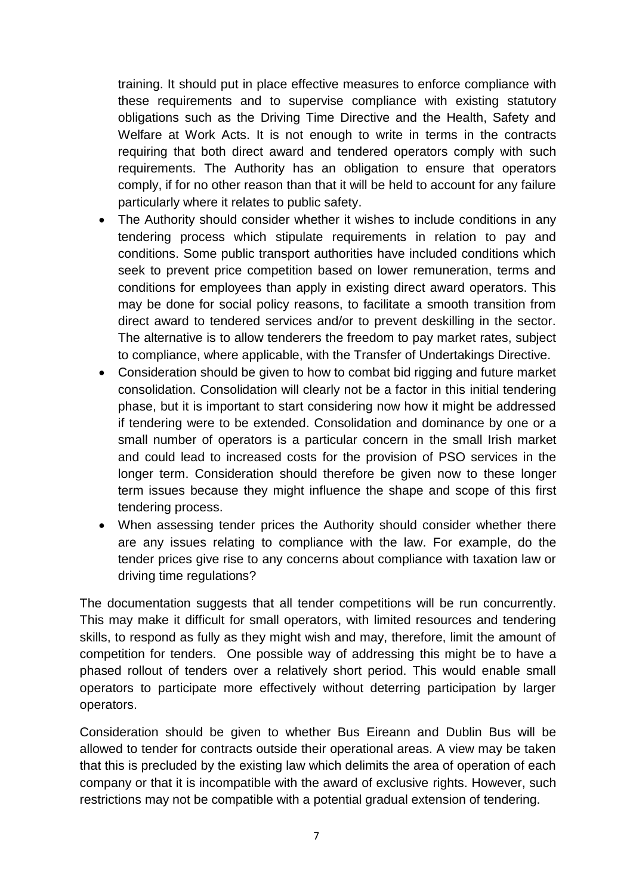training. It should put in place effective measures to enforce compliance with these requirements and to supervise compliance with existing statutory obligations such as the Driving Time Directive and the Health, Safety and Welfare at Work Acts. It is not enough to write in terms in the contracts requiring that both direct award and tendered operators comply with such requirements. The Authority has an obligation to ensure that operators comply, if for no other reason than that it will be held to account for any failure particularly where it relates to public safety.

- The Authority should consider whether it wishes to include conditions in any tendering process which stipulate requirements in relation to pay and conditions. Some public transport authorities have included conditions which seek to prevent price competition based on lower remuneration, terms and conditions for employees than apply in existing direct award operators. This may be done for social policy reasons, to facilitate a smooth transition from direct award to tendered services and/or to prevent deskilling in the sector. The alternative is to allow tenderers the freedom to pay market rates, subject to compliance, where applicable, with the Transfer of Undertakings Directive.
- Consideration should be given to how to combat bid rigging and future market consolidation. Consolidation will clearly not be a factor in this initial tendering phase, but it is important to start considering now how it might be addressed if tendering were to be extended. Consolidation and dominance by one or a small number of operators is a particular concern in the small Irish market and could lead to increased costs for the provision of PSO services in the longer term. Consideration should therefore be given now to these longer term issues because they might influence the shape and scope of this first tendering process.
- When assessing tender prices the Authority should consider whether there are any issues relating to compliance with the law. For example, do the tender prices give rise to any concerns about compliance with taxation law or driving time regulations?

The documentation suggests that all tender competitions will be run concurrently. This may make it difficult for small operators, with limited resources and tendering skills, to respond as fully as they might wish and may, therefore, limit the amount of competition for tenders. One possible way of addressing this might be to have a phased rollout of tenders over a relatively short period. This would enable small operators to participate more effectively without deterring participation by larger operators.

Consideration should be given to whether Bus Eireann and Dublin Bus will be allowed to tender for contracts outside their operational areas. A view may be taken that this is precluded by the existing law which delimits the area of operation of each company or that it is incompatible with the award of exclusive rights. However, such restrictions may not be compatible with a potential gradual extension of tendering.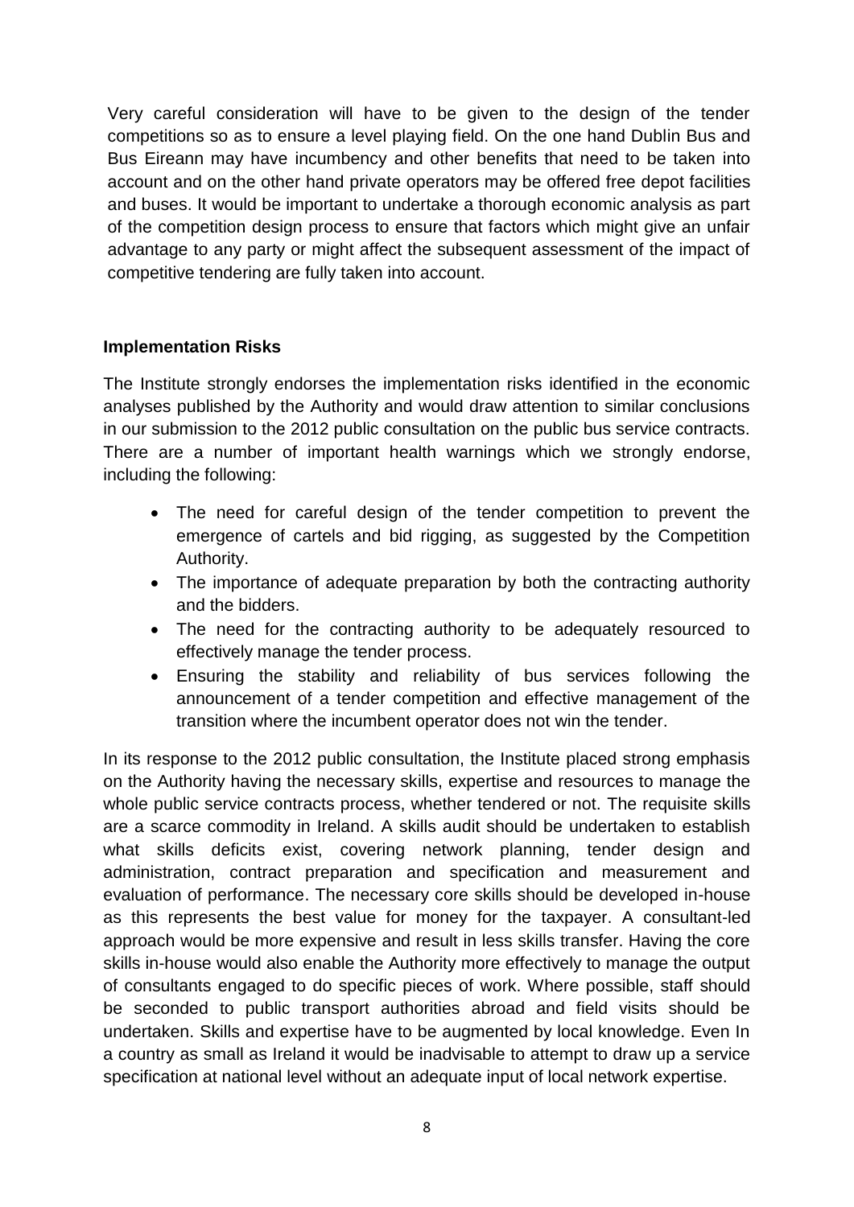Very careful consideration will have to be given to the design of the tender competitions so as to ensure a level playing field. On the one hand Dublin Bus and Bus Eireann may have incumbency and other benefits that need to be taken into account and on the other hand private operators may be offered free depot facilities and buses. It would be important to undertake a thorough economic analysis as part of the competition design process to ensure that factors which might give an unfair advantage to any party or might affect the subsequent assessment of the impact of competitive tendering are fully taken into account.

**Implementation Risks**

The Institute strongly endorses the implementation risks identified in the economic analyses published by the Authority and would draw attention to similar conclusions in our submission to the 2012 public consultation on the public bus service contracts. There are a number of important health warnings which we strongly endorse, including the following:

- The need for careful design of the tender competition to prevent the emergence of cartels and bid rigging, as suggested by the Competition Authority.
- The importance of adequate preparation by both the contracting authority and the bidders.
- The need for the contracting authority to be adequately resourced to effectively manage the tender process.
- Ensuring the stability and reliability of bus services following the announcement of a tender competition and effective management of the transition where the incumbent operator does not win the tender.

In its response to the 2012 public consultation, the Institute placed strong emphasis on the Authority having the necessary skills, expertise and resources to manage the whole public service contracts process, whether tendered or not. The requisite skills are a scarce commodity in Ireland. A skills audit should be undertaken to establish what skills deficits exist, covering network planning, tender design and administration, contract preparation and specification and measurement and evaluation of performance. The necessary core skills should be developed in-house as this represents the best value for money for the taxpayer. A consultant-led approach would be more expensive and result in less skills transfer. Having the core skills in-house would also enable the Authority more effectively to manage the output of consultants engaged to do specific pieces of work. Where possible, staff should be seconded to public transport authorities abroad and field visits should be undertaken. Skills and expertise have to be augmented by local knowledge. Even In a country as small as Ireland it would be inadvisable to attempt to draw up a service specification at national level without an adequate input of local network expertise.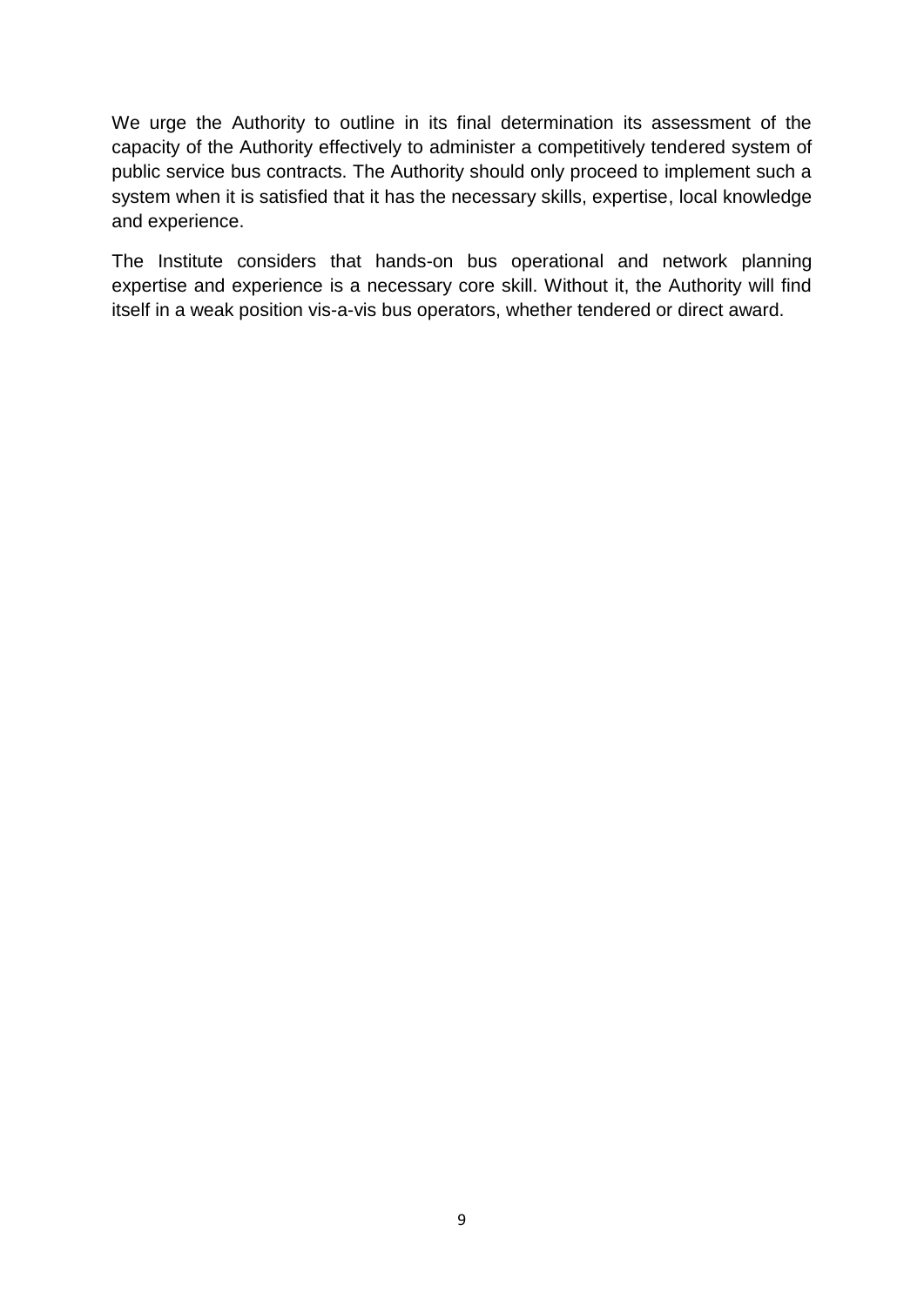We urge the Authority to outline in its final determination its assessment of the capacity of the Authority effectively to administer a competitively tendered system of public service bus contracts. The Authority should only proceed to implement such a system when it is satisfied that it has the necessary skills, expertise, local knowledge and experience.

The Institute considers that hands-on bus operational and network planning expertise and experience is a necessary core skill. Without it, the Authority will find itself in a weak position vis-a-vis bus operators, whether tendered or direct award.